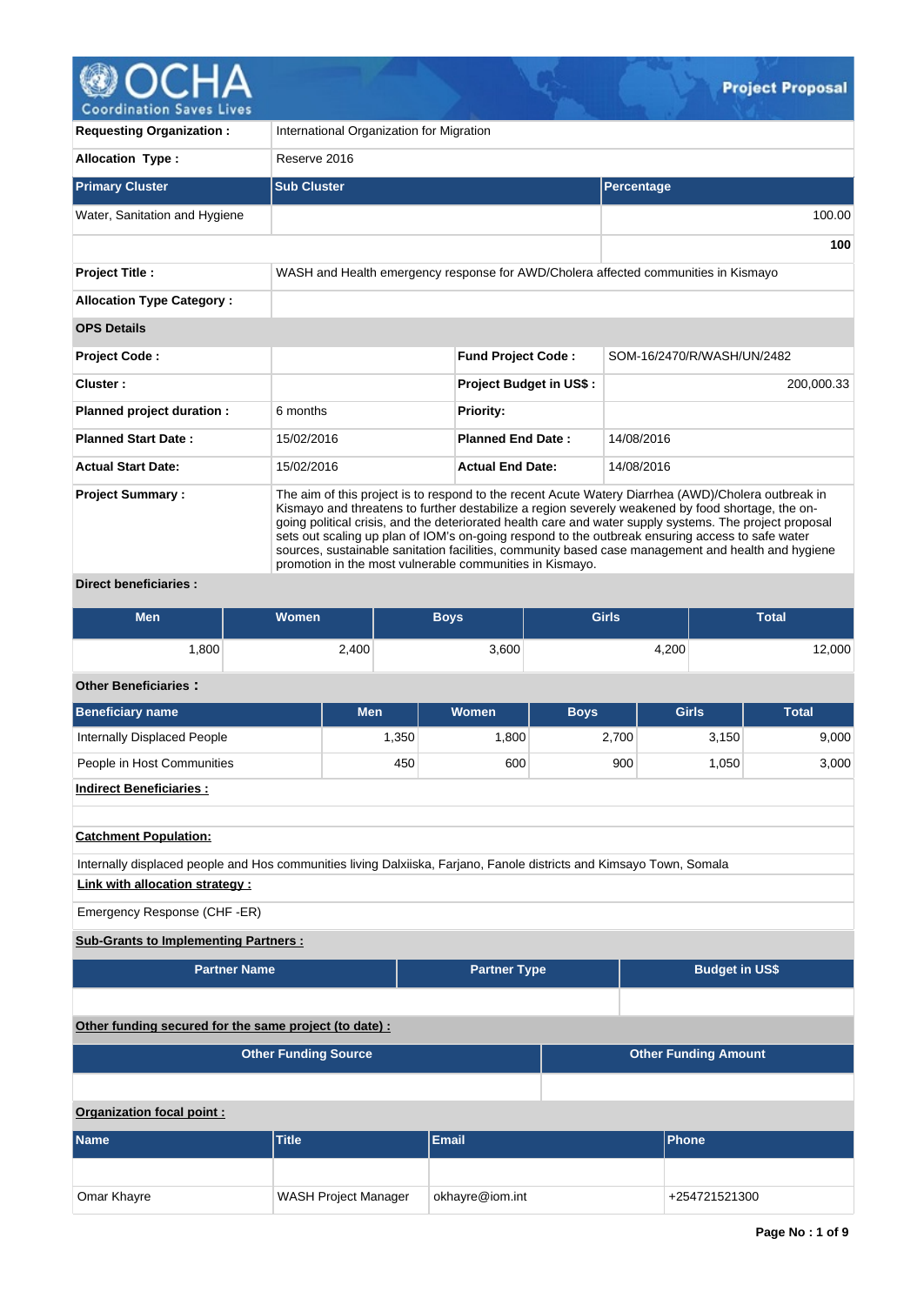# Project Proposal

| | |
|---|---|
| **Requesting Organization :** | International Organization for Migration |
| **Allocation Type :** | Reserve 2016 |

| Primary Cluster | Sub Cluster | Percentage |
|---|---|---|
| Water, Sanitation and Hygiene | | 100.00 |
| | | **100** |

| | |
|---|---|
| **Project Title :** | WASH and Health emergency response for AWD/Cholera affected communities in Kismayo |
| **Allocation Type Category :** | |

**OPS Details**

| | | | |
|---|---|---|---|
| **Project Code :** | | **Fund Project Code :** | SOM-16/2470/R/WASH/UN/2482 |
| **Cluster :** | | **Project Budget in US$ :** | 200,000.33 |
| **Planned project duration :** | 6 months | **Priority:** | |
| **Planned Start Date :** | 15/02/2016 | **Planned End Date :** | 14/08/2016 |
| **Actual Start Date:** | 15/02/2016 | **Actual End Date:** | 14/08/2016 |

**Project Summary :** The aim of this project is to respond to the recent Acute Watery Diarrhea (AWD)/Cholera outbreak in Kismayo and threatens to further destabilize a region severely weakened by food shortage, the on-going political crisis, and the deteriorated health care and water supply systems. The project proposal sets out scaling up plan of IOM's on-going respond to the outbreak ensuring access to safe water sources, sustainable sanitation facilities, community based case management and health and hygiene promotion in the most vulnerable communities in Kismayo.

**Direct beneficiaries :**

| Men | Women | Boys | Girls | Total |
|---|---|---|---|---|
| 1,800 | 2,400 | 3,600 | 4,200 | 12,000 |

**Other Beneficiaries :**

| Beneficiary name | Men | Women | Boys | Girls | Total |
|---|---|---|---|---|---|
| Internally Displaced People | 1,350 | 1,800 | 2,700 | 3,150 | 9,000 |
| People in Host Communities | 450 | 600 | 900 | 1,050 | 3,000 |

**Indirect Beneficiaries :**

**Catchment Population:**

Internally displaced people and Hos communities living Dalxiiska, Farjano, Fanole districts and Kimsayo Town, Somala

**Link with allocation strategy :**

Emergency Response (CHF -ER)

**Sub-Grants to Implementing Partners :**

| Partner Name | Partner Type | Budget in US$ |
|---|---|---|
| | | |

**Other funding secured for the same project (to date) :**

| Other Funding Source | Other Funding Amount |
|---|---|
| | |

**Organization focal point :**

| Name | Title | Email | Phone |
|---|---|---|---|
| | | | |
| Omar Khayre | WASH Project Manager | okhayre@iom.int | +254721521300 |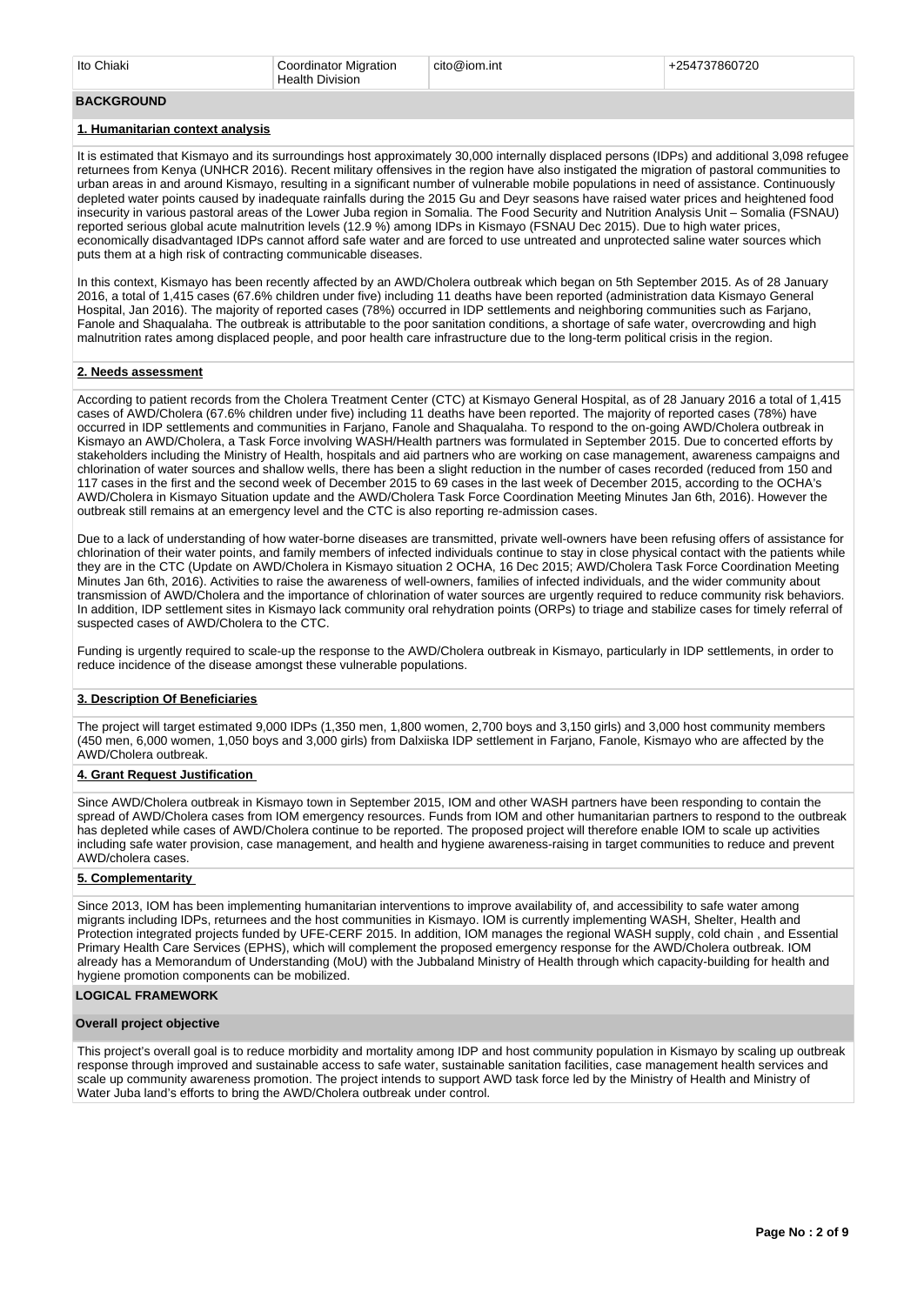| Ito Chiaki | Coordinator Migration Health Division | cito@iom.int | +254737860720 |
|---|---|---|---|

## BACKGROUND

### 1. Humanitarian context analysis

It is estimated that Kismayo and its surroundings host approximately 30,000 internally displaced persons (IDPs) and additional 3,098 refugee returnees from Kenya (UNHCR 2016). Recent military offensives in the region have also instigated the migration of pastoral communities to urban areas in and around Kismayo, resulting in a significant number of vulnerable mobile populations in need of assistance. Continuously depleted water points caused by inadequate rainfalls during the 2015 Gu and Deyr seasons have raised water prices and heightened food insecurity in various pastoral areas of the Lower Juba region in Somalia. The Food Security and Nutrition Analysis Unit – Somalia (FSNAU) reported serious global acute malnutrition levels (12.9 %) among IDPs in Kismayo (FSNAU Dec 2015). Due to high water prices, economically disadvantaged IDPs cannot afford safe water and are forced to use untreated and unprotected saline water sources which puts them at a high risk of contracting communicable diseases.

In this context, Kismayo has been recently affected by an AWD/Cholera outbreak which began on 5th September 2015. As of 28 January 2016, a total of 1,415 cases of AWD/Cholera (67.6% children under five) including 11 deaths have been reported (administration data Kismayo General Hospital, Jan 2016). The majority of reported cases (78%) occurred in IDP settlements and neighboring communities such as Farjano, Fanole and Shaqualaha. The outbreak is attributable to the poor sanitation conditions, a shortage of safe water, overcrowding and high malnutrition rates among displaced people, and poor health care infrastructure due to the long-term political crisis in the region.

### 2. Needs assessment

According to patient records from the Cholera Treatment Center (CTC) at Kismayo General Hospital, as of 28 January 2016 a total of 1,415 cases of AWD/Cholera (67.6% children under five) including 11 deaths have been reported. The majority of reported cases (78%) have occurred in IDP settlements and communities in Farjano, Fanole and Shaqualaha. To respond to the on-going AWD/Cholera outbreak in Kismayo an AWD/Cholera, a Task Force involving WASH/Health partners was formulated in September 2015. Due to concerted efforts by stakeholders including the Ministry of Health, hospitals and aid partners who are working on case management, awareness campaigns and chlorination of water sources and shallow wells, there has been a slight reduction in the number of cases recorded (reduced from 150 and 117 cases in the first and the second week of December 2015 to 69 cases in the last week of December 2015, according to the OCHA's AWD/Cholera in Kismayo Situation update and the AWD/Cholera Task Force Coordination Meeting Minutes Jan 6th, 2016). However the outbreak still remains at an emergency level and the CTC is also reporting re-admission cases.

Due to a lack of understanding of how water-borne diseases are transmitted, private well-owners have been refusing offers of assistance for chlorination of their water points, and family members of infected individuals continue to stay in close physical contact with the patients while they are in the CTC (Update on AWD/Cholera in Kismayo situation 2 OCHA, 16 Dec 2015; AWD/Cholera Task Force Coordination Meeting Minutes Jan 6th, 2016). Activities to raise the awareness of well-owners, families of infected individuals, and the wider community about transmission of AWD/Cholera and the importance of chlorination of water sources are urgently required to reduce community risk behaviors. In addition, IDP settlement sites in Kismayo lack community oral rehydration points (ORPs) to triage and stabilize cases for timely referral of suspected cases of AWD/Cholera to the CTC.

Funding is urgently required to scale-up the response to the AWD/Cholera outbreak in Kismayo, particularly in IDP settlements, in order to reduce incidence of the disease amongst these vulnerable populations.

### 3. Description Of Beneficiaries

The project will target estimated 9,000 IDPs (1,350 men, 1,800 women, 2,700 boys and 3,150 girls) and 3,000 host community members (450 men, 6,000 women, 1,050 boys and 3,000 girls) from Dalxiiska IDP settlement in Farjano, Fanole, Kismayo who are affected by the AWD/Cholera outbreak.

### 4. Grant Request Justification

Since AWD/Cholera outbreak in Kismayo town in September 2015, IOM and other WASH partners have been responding to contain the spread of AWD/Cholera cases from IOM emergency resources. Funds from IOM and other humanitarian partners to respond to the outbreak has depleted while cases of AWD/Cholera continue to be reported. The proposed project will therefore enable IOM to scale up activities including safe water provision, case management, and health and hygiene awareness-raising in target communities to reduce and prevent AWD/cholera cases.

### 5. Complementarity

Since 2013, IOM has been implementing humanitarian interventions to improve availability of, and accessibility to safe water among migrants including IDPs, returnees and the host communities in Kismayo. IOM is currently implementing WASH, Shelter, Health and Protection integrated projects funded by UFE-CERF 2015. In addition, IOM manages the regional WASH supply, cold chain , and Essential Primary Health Care Services (EPHS), which will complement the proposed emergency response for the AWD/Cholera outbreak. IOM already has a Memorandum of Understanding (MoU) with the Jubbaland Ministry of Health through which capacity-building for health and hygiene promotion components can be mobilized.

## LOGICAL FRAMEWORK

### Overall project objective

This project's overall goal is to reduce morbidity and mortality among IDP and host community population in Kismayo by scaling up outbreak response through improved and sustainable access to safe water, sustainable sanitation facilities, case management health services and scale up community awareness promotion. The project intends to support AWD task force led by the Ministry of Health and Ministry of Water Juba land's efforts to bring the AWD/Cholera outbreak under control.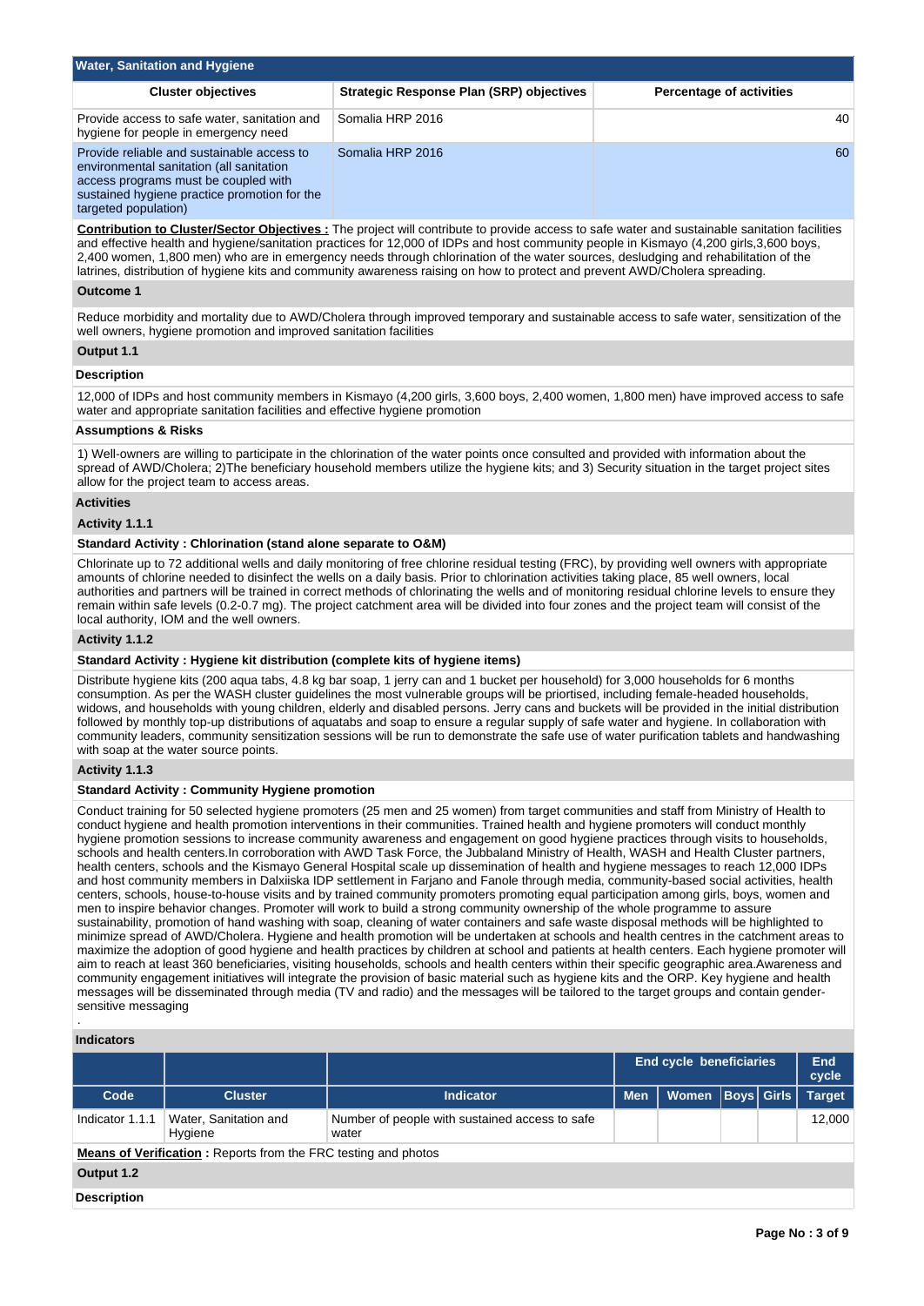## Water, Sanitation and Hygiene

| Cluster objectives | Strategic Response Plan (SRP) objectives | Percentage of activities |
|---|---|---|
| Provide access to safe water, sanitation and hygiene for people in emergency need | Somalia HRP 2016 | 40 |
| Provide reliable and sustainable access to environmental sanitation (all sanitation access programs must be coupled with sustained hygiene practice promotion for the targeted population) | Somalia HRP 2016 | 60 |

**Contribution to Cluster/Sector Objectives :** The project will contribute to provide access to safe water and sustainable sanitation facilities and effective health and hygiene/sanitation practices for 12,000 of IDPs and host community people in Kismayo (4,200 girls,3,600 boys, 2,400 women, 1,800 men) who are in emergency needs through chlorination of the water sources, desludging and rehabilitation of the latrines, distribution of hygiene kits and community awareness raising on how to protect and prevent AWD/Cholera spreading.

### Outcome 1

Reduce morbidity and mortality due to AWD/Cholera through improved temporary and sustainable access to safe water, sensitization of the well owners, hygiene promotion and improved sanitation facilities

### Output 1.1

**Description**

12,000 of IDPs and host community members in Kismayo (4,200 girls, 3,600 boys, 2,400 women, 1,800 men) have improved access to safe water and appropriate sanitation facilities and effective hygiene promotion

**Assumptions & Risks**

1) Well-owners are willing to participate in the chlorination of the water points once consulted and provided with information about the spread of AWD/Cholera; 2)The beneficiary household members utilize the hygiene kits; and 3) Security situation in the target project sites allow for the project team to access areas.

**Activities**

**Activity 1.1.1**

**Standard Activity : Chlorination (stand alone separate to O&M)**

Chlorinate up to 72 additional wells and daily monitoring of free chlorine residual testing (FRC), by providing well owners with appropriate amounts of chlorine needed to disinfect the wells on a daily basis. Prior to chlorination activities taking place, 85 well owners, local authorities and partners will be trained in correct methods of chlorinating the wells and of monitoring residual chlorine levels to ensure they remain within safe levels (0.2-0.7 mg). The project catchment area will be divided into four zones and the project team will consist of the local authority, IOM and the well owners.

**Activity 1.1.2**

**Standard Activity : Hygiene kit distribution (complete kits of hygiene items)**

Distribute hygiene kits (200 aqua tabs, 4.8 kg bar soap, 1 jerry can and 1 bucket per household) for 3,000 households for 6 months consumption. As per the WASH cluster guidelines the most vulnerable groups will be priortised, including female-headed households, widows, and households with young children, elderly and disabled persons. Jerry cans and buckets will be provided in the initial distribution followed by monthly top-up distributions of aquatabs and soap to ensure a regular supply of safe water and hygiene. In collaboration with community leaders, community sensitization sessions will be run to demonstrate the safe use of water purification tablets and handwashing with soap at the water source points.

**Activity 1.1.3**

**Standard Activity : Community Hygiene promotion**

Conduct training for 50 selected hygiene promoters (25 men and 25 women) from target communities and staff from Ministry of Health to conduct hygiene and health promotion interventions in their communities. Trained health and hygiene promoters will conduct monthly hygiene promotion sessions to increase community awareness and engagement on good hygiene practices through visits to households, schools and health centers.In corroboration with AWD Task Force, the Jubbaland Ministry of Health, WASH and Health Cluster partners, health centers, schools and the Kismayo General Hospital scale up dissemination of health and hygiene messages to reach 12,000 IDPs and host community members in Dalxiiska IDP settlement in Farjano and Fanole through media, community-based social activities, health centers, schools, house-to-house visits and by trained community promoters promoting equal participation among girls, boys, women and men to inspire behavior changes. Promoter will work to build a strong community ownership of the whole programme to assure sustainability, promotion of hand washing with soap, cleaning of water containers and safe waste disposal methods will be highlighted to minimize spread of AWD/Cholera. Hygiene and health promotion will be undertaken at schools and health centres in the catchment areas to maximize the adoption of good hygiene and health practices by children at school and patients at health centers. Each hygiene promoter will aim to reach at least 360 beneficiaries, visiting households, schools and health centers within their specific geographic area.Awareness and community engagement initiatives will integrate the provision of basic material such as hygiene kits and the ORP. Key hygiene and health messages will be disseminated through media (TV and radio) and the messages will be tailored to the target groups and contain gender-sensitive messaging
.

**Indicators**

| | | | End cycle beneficiaries | | | | End cycle |
|---|---|---|---|---|---|---|---|
| **Code** | **Cluster** | **Indicator** | **Men** | **Women** | **Boys** | **Girls** | **Target** |
| Indicator 1.1.1 | Water, Sanitation and Hygiene | Number of people with sustained access to safe water | | | | | 12,000 |

**Means of Verification :** Reports from the FRC testing and photos

### Output 1.2

**Description**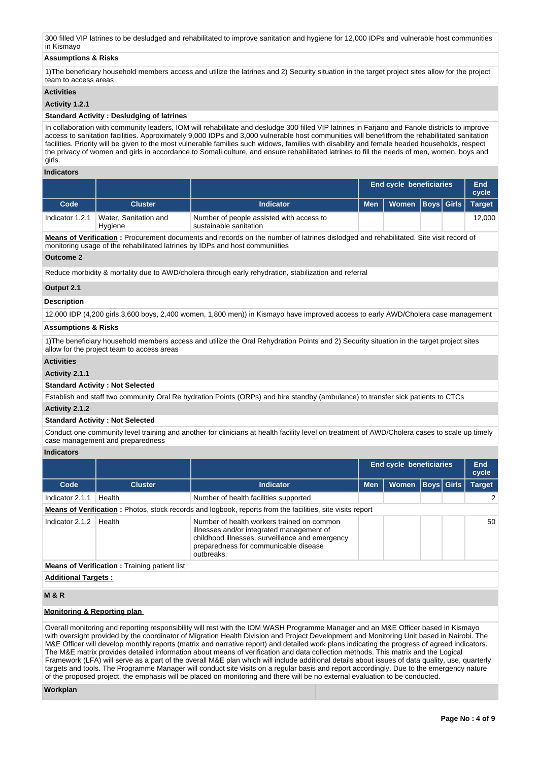300 filled VIP latrines to be desludged and rehabilitated to improve sanitation and hygiene for 12,000 IDPs and vulnerable host communities in Kismayo

**Assumptions & Risks**

1)The beneficiary household members access and utilize the latrines and 2) Security situation in the target project sites allow for the project team to access areas

**Activities**

**Activity 1.2.1**

**Standard Activity : Desludging of latrines**

In collaboration with community leaders, IOM will rehabilitate and desludge 300 filled VIP latrines in Farjano and Fanole districts to improve access to sanitation facilities. Approximately 9,000 IDPs and 3,000 vulnerable host communities will benefitfrom the rehabilitated sanitation facilities. Priority will be given to the most vulnerable families such widows, families with disability and female headed households, respect the privacy of women and girls in accordance to Somali culture, and ensure rehabilitated latrines to fill the needs of men, women, boys and girls.

**Indicators**

| | | | End cycle beneficiaries | | | | End cycle |
|---|---|---|---|---|---|---|---|
| **Code** | **Cluster** | **Indicator** | **Men** | **Women** | **Boys** | **Girls** | **Target** |
| Indicator 1.2.1 | Water, Sanitation and Hygiene | Number of people assisted with access to sustainable sanitation | | | | | 12,000 |

**Means of Verification :** Procurement documents and records on the number of latrines dislodged and rehabilitated. Site visit record of monitoring usage of the rehabilitated latrines by IDPs and host communiities

**Outcome 2**

Reduce morbidity & mortality due to AWD/cholera through early rehydration, stabilization and referral

**Output 2.1**

**Description**

12,000 IDP (4,200 girls,3,600 boys, 2,400 women, 1,800 men)) in Kismayo have improved access to early AWD/Cholera case management

**Assumptions & Risks**

1)The beneficiary household members access and utilize the Oral Rehydration Points and 2) Security situation in the target project sites allow for the project team to access areas

**Activities**

**Activity 2.1.1**

**Standard Activity : Not Selected**

Establish and staff two community Oral Re hydration Points (ORPs) and hire standby (ambulance) to transfer sick patients to CTCs

**Activity 2.1.2**

**Standard Activity : Not Selected**

Conduct one community level training and another for clinicians at health facility level on treatment of AWD/Cholera cases to scale up timely case management and preparedness

**Indicators**

| | | | End cycle beneficiaries | | | | End cycle |
|---|---|---|---|---|---|---|---|
| **Code** | **Cluster** | **Indicator** | **Men** | **Women** | **Boys** | **Girls** | **Target** |
| Indicator 2.1.1 | Health | Number of health facilities supported | | | | | 2 |
| Indicator 2.1.2 | Health | Number of health workers trained on common illnesses and/or integrated management of childhood illnesses, surveillance and emergency preparedness for communicable disease outbreaks. | | | | | 50 |

**Means of Verification :** Photos, stock records and logbook, reports from the facilities, site visits report (Indicator 2.1.1)

**Means of Verification :** Training patient list (Indicator 2.1.2)

**Additional Targets :**

**M & R**

**Monitoring & Reporting plan**

Overall monitoring and reporting responsibility will rest with the IOM WASH Programme Manager and an M&E Officer based in Kismayo with oversight provided by the coordinator of Migration Health Division and Project Development and Monitoring Unit based in Nairobi. The M&E Officer will develop monthly reports (matrix and narrative report) and detailed work plans indicating the progress of agreed indicators. The M&E matrix provides detailed information about means of verification and data collection methods. This matrix and the Logical Framework (LFA) will serve as a part of the overall M&E plan which will include additional details about issues of data quality, use, quarterly targets and tools. The Programme Manager will conduct site visits on a regular basis and report accordingly. Due to the emergency nature of the proposed project, the emphasis will be placed on monitoring and there will be no external evaluation to be conducted.

**Workplan**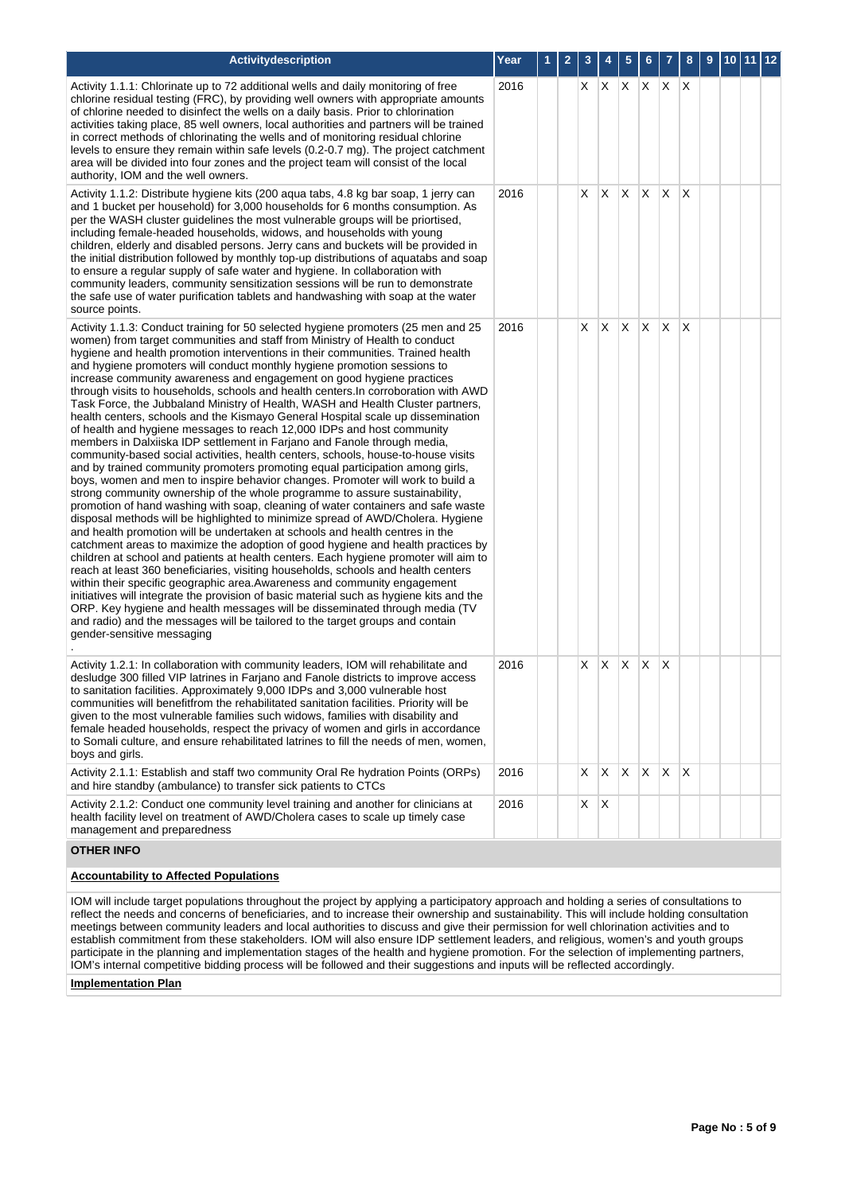| Activitydescription | Year | 1 | 2 | 3 | 4 | 5 | 6 | 7 | 8 | 9 | 10 | 11 | 12 |
|---|---|---|---|---|---|---|---|---|---|---|---|---|---|
| Activity 1.1.1: Chlorinate up to 72 additional wells and daily monitoring of free chlorine residual testing (FRC), by providing well owners with appropriate amounts of chlorine needed to disinfect the wells on a daily basis. Prior to chlorination activities taking place, 85 well owners, local authorities and partners will be trained in correct methods of chlorinating the wells and of monitoring residual chlorine levels to ensure they remain within safe levels (0.2-0.7 mg). The project catchment area will be divided into four zones and the project team will consist of the local authority, IOM and the well owners. | 2016 | | | X | X | X | X | X | X | | | | |
| Activity 1.1.2: Distribute hygiene kits (200 aqua tabs, 4.8 kg bar soap, 1 jerry can and 1 bucket per household) for 3,000 households for 6 months consumption. As per the WASH cluster guidelines the most vulnerable groups will be priortised, including female-headed households, widows, and households with young children, elderly and disabled persons. Jerry cans and buckets will be provided in the initial distribution followed by monthly top-up distributions of aquatabs and soap to ensure a regular supply of safe water and hygiene. In collaboration with community leaders, community sensitization sessions will be run to demonstrate the safe use of water purification tablets and handwashing with soap at the water source points. | 2016 | | | X | X | X | X | X | X | | | | |
| Activity 1.1.3: Conduct training for 50 selected hygiene promoters (25 men and 25 women) from target communities and staff from Ministry of Health to conduct hygiene and health promotion interventions in their communities. Trained health and hygiene promoters will conduct monthly hygiene promotion sessions to increase community awareness and engagement on good hygiene practices through visits to households, schools and health centers.In corroboration with AWD Task Force, the Jubbaland Ministry of Health, WASH and Health Cluster partners, health centers, schools and the Kismayo General Hospital scale up dissemination of health and hygiene messages to reach 12,000 IDPs and host community members in Dalxiiska IDP settlement in Farjano and Fanole through media, community-based social activities, health centers, schools, house-to-house visits and by trained community promoters promoting equal participation among girls, boys, women and men to inspire behavior changes. Promoter will work to build a strong community ownership of the whole programme to assure sustainability, promotion of hand washing with soap, cleaning of water containers and safe waste disposal methods will be highlighted to minimize spread of AWD/Cholera. Hygiene and health promotion will be undertaken at schools and health centres in the catchment areas to maximize the adoption of good hygiene and health practices by children at school and patients at health centers. Each hygiene promoter will aim to reach at least 360 beneficiaries, visiting households, schools and health centers within their specific geographic area.Awareness and community engagement initiatives will integrate the provision of basic material such as hygiene kits and the ORP. Key hygiene and health messages will be disseminated through media (TV and radio) and the messages will be tailored to the target groups and contain gender-sensitive messaging . | 2016 | | | X | X | X | X | X | X | | | | |
| Activity 1.2.1: In collaboration with community leaders, IOM will rehabilitate and desludge 300 filled VIP latrines in Farjano and Fanole districts to improve access to sanitation facilities. Approximately 9,000 IDPs and 3,000 vulnerable host communities will benefitfrom the rehabilitated sanitation facilities. Priority will be given to the most vulnerable families such widows, families with disability and female headed households, respect the privacy of women and girls in accordance to Somali culture, and ensure rehabilitated latrines to fill the needs of men, women, boys and girls. | 2016 | | | X | X | X | X | X | | | | | |
| Activity 2.1.1: Establish and staff two community Oral Re hydration Points (ORPs) and hire standby (ambulance) to transfer sick patients to CTCs | 2016 | | | X | X | X | X | X | X | | | | |
| Activity 2.1.2: Conduct one community level training and another for clinicians at health facility level on treatment of AWD/Cholera cases to scale up timely case management and preparedness | 2016 | | | X | X | | | | | | | | |

## OTHER INFO

**Accountability to Affected Populations**

IOM will include target populations throughout the project by applying a participatory approach and holding a series of consultations to reflect the needs and concerns of beneficiaries, and to increase their ownership and sustainability. This will include holding consultation meetings between community leaders and local authorities to discuss and give their permission for well chlorination activities and to establish commitment from these stakeholders. IOM will also ensure IDP settlement leaders, and religious, women's and youth groups participate in the planning and implementation stages of the health and hygiene promotion. For the selection of implementing partners, IOM's internal competitive bidding process will be followed and their suggestions and inputs will be reflected accordingly.

**Implementation Plan**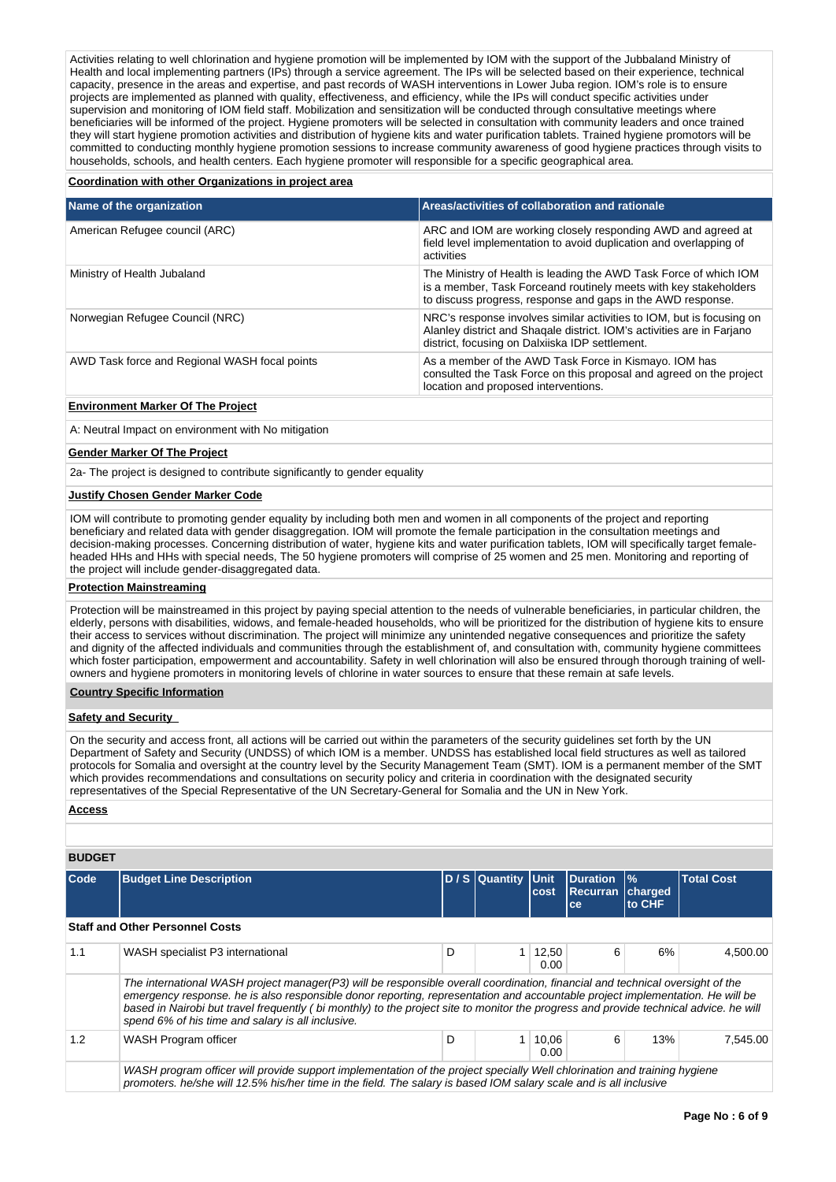Activities relating to well chlorination and hygiene promotion will be implemented by IOM with the support of the Jubbaland Ministry of Health and local implementing partners (IPs) through a service agreement. The IPs will be selected based on their experience, technical capacity, presence in the areas and expertise, and past records of WASH interventions in Lower Juba region. IOM's role is to ensure projects are implemented as planned with quality, effectiveness, and efficiency, while the IPs will conduct specific activities under supervision and monitoring of IOM field staff. Mobilization and sensitization will be conducted through consultative meetings where beneficiaries will be informed of the project. Hygiene promoters will be selected in consultation with community leaders and once trained they will start hygiene promotion activities and distribution of hygiene kits and water purification tablets. Trained hygiene promotors will be committed to conducting monthly hygiene promotion sessions to increase community awareness of good hygiene practices through visits to households, schools, and health centers. Each hygiene promoter will responsible for a specific geographical area.

**Coordination with other Organizations in project area**

| Name of the organization | Areas/activities of collaboration and rationale |
|---|---|
| American Refugee council (ARC) | ARC and IOM are working closely responding AWD and agreed at field level implementation to avoid duplication and overlapping of activities |
| Ministry of Health Jubaland | The Ministry of Health is leading the AWD Task Force of which IOM is a member, Task Forceand routinely meets with key stakeholders to discuss progress, response and gaps in the AWD response. |
| Norwegian Refugee Council (NRC) | NRC's response involves similar activities to IOM, but is focusing on Alanley district and Shaqale district. IOM's activities are in Farjano district, focusing on Dalxiiska IDP settlement. |
| AWD Task force and Regional WASH focal points | As a member of the AWD Task Force in Kismayo. IOM has consulted the Task Force on this proposal and agreed on the project location and proposed interventions. |

**Environment Marker Of The Project**

A: Neutral Impact on environment with No mitigation

**Gender Marker Of The Project**

2a- The project is designed to contribute significantly to gender equality

**Justify Chosen Gender Marker Code**

IOM will contribute to promoting gender equality by including both men and women in all components of the project and reporting beneficiary and related data with gender disaggregation. IOM will promote the female participation in the consultation meetings and decision-making processes. Concerning distribution of water, hygiene kits and water purification tablets, IOM will specifically target female-headed HHs and HHs with special needs, The 50 hygiene promoters will comprise of 25 women and 25 men. Monitoring and reporting of the project will include gender-disaggregated data.

**Protection Mainstreaming**

Protection will be mainstreamed in this project by paying special attention to the needs of vulnerable beneficiaries, in particular children, the elderly, persons with disabilities, widows, and female-headed households, who will be prioritized for the distribution of hygiene kits to ensure their access to services without discrimination. The project will minimize any unintended negative consequences and prioritize the safety and dignity of the affected individuals and communities through the establishment of, and consultation with, community hygiene committees which foster participation, empowerment and accountability. Safety in well chlorination will also be ensured through thorough training of well-owners and hygiene promoters in monitoring levels of chlorine in water sources to ensure that these remain at safe levels.

**Country Specific Information**

**Safety and Security**

On the security and access front, all actions will be carried out within the parameters of the security guidelines set forth by the UN Department of Safety and Security (UNDSS) of which IOM is a member. UNDSS has established local field structures as well as tailored protocols for Somalia and oversight at the country level by the Security Management Team (SMT). IOM is a permanent member of the SMT which provides recommendations and consultations on security policy and criteria in coordination with the designated security representatives of the Special Representative of the UN Secretary-General for Somalia and the UN in New York.

**Access**

**BUDGET**

| Code | Budget Line Description | D / S | Quantity | Unit cost | Duration Recurrance | % charged to CHF | Total Cost |
|---|---|---|---|---|---|---|---|
| **Staff and Other Personnel Costs** | | | | | | | |
| 1.1 | WASH specialist P3 international | D | 1 | 12,500.00 | 6 | 6% | 4,500.00 |
| | *The international WASH project manager(P3) will be responsible overall coordination, financial and technical oversight of the emergency response. he is also responsible donor reporting, representation and accountable project implementation. He will be based in Nairobi but travel frequently ( bi monthly) to the project site to monitor the progress and provide technical advice. he will spend 6% of his time and salary is all inclusive.* | | | | | | |
| 1.2 | WASH Program officer | D | 1 | 10,060.00 | 6 | 13% | 7,545.00 |
| | *WASH program officer will provide support implementation of the project specially Well chlorination and training hygiene promoters. he/she will 12.5% his/her time in the field. The salary is based IOM salary scale and is all inclusive* | | | | | | |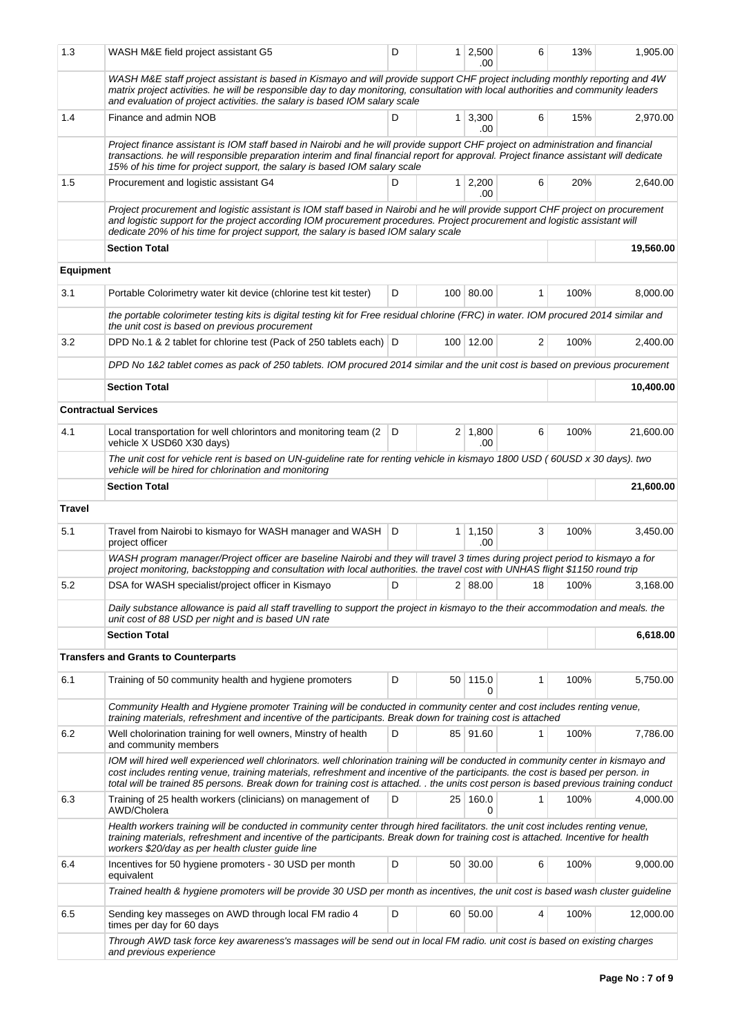| | | | | | | | |
|---|---|---|---|---|---|---|---|
| 1.3 | WASH M&E field project assistant G5 | D | 1 | 2,500.00 | 6 | 13% | 1,905.00 |
| | *WASH M&E staff project assistant is based in Kismayo and will provide support CHF project including monthly reporting and 4W matrix project activities. he will be responsible day to day monitoring, consultation with local authorities and community leaders and evaluation of project activities. the salary is based IOM salary scale* | | | | | | |
| 1.4 | Finance and admin NOB | D | 1 | 3,300.00 | 6 | 15% | 2,970.00 |
| | *Project finance assistant is IOM staff based in Nairobi and he will provide support CHF project on administration and financial transactions. he will responsible preparation interim and final financial report for approval. Project finance assistant will dedicate 15% of his time for project support, the salary is based IOM salary scale* | | | | | | |
| 1.5 | Procurement and logistic assistant G4 | D | 1 | 2,200.00 | 6 | 20% | 2,640.00 |
| | *Project procurement and logistic assistant is IOM staff based in Nairobi and he will provide support CHF project on procurement and logistic support for the project according IOM procurement procedures. Project procurement and logistic assistant will dedicate 20% of his time for project support, the salary is based IOM salary scale* | | | | | | |
| | **Section Total** | | | | | | **19,560.00** |
| **Equipment** | | | | | | | |
| 3.1 | Portable Colorimetry water kit device (chlorine test kit tester) | D | 100 | 80.00 | 1 | 100% | 8,000.00 |
| | *the portable colorimeter testing kits is digital testing kit for Free residual chlorine (FRC) in water. IOM procured 2014 similar and the unit cost is based on previous procurement* | | | | | | |
| 3.2 | DPD No.1 & 2 tablet for chlorine test (Pack of 250 tablets each) | D | 100 | 12.00 | 2 | 100% | 2,400.00 |
| | *DPD No 1&2 tablet comes as pack of 250 tablets. IOM procured 2014 similar and the unit cost is based on previous procurement* | | | | | | |
| | **Section Total** | | | | | | **10,400.00** |
| **Contractual Services** | | | | | | | |
| 4.1 | Local transportation for well chlorintors and monitoring team (2 vehicle X USD60 X30 days) | D | 2 | 1,800.00 | 6 | 100% | 21,600.00 |
| | *The unit cost for vehicle rent is based on UN-guideline rate for renting vehicle in kismayo 1800 USD ( 60USD x 30 days). two vehicle will be hired for chlorination and monitoring* | | | | | | |
| | **Section Total** | | | | | | **21,600.00** |
| **Travel** | | | | | | | |
| 5.1 | Travel from Nairobi to kismayo for WASH manager and WASH project officer | D | 1 | 1,150.00 | 3 | 100% | 3,450.00 |
| | *WASH program manager/Project officer are baseline Nairobi and they will travel 3 times during project period to kismayo a for project monitoring, backstopping and consultation with local authorities. the travel cost with UNHAS flight $1150 round trip* | | | | | | |
| 5.2 | DSA for WASH specialist/project officer in Kismayo | D | 2 | 88.00 | 18 | 100% | 3,168.00 |
| | *Daily substance allowance is paid all staff travelling to support the project in kismayo to the their accommodation and meals. the unit cost of 88 USD per night and is based UN rate* | | | | | | |
| | **Section Total** | | | | | | **6,618.00** |
| **Transfers and Grants to Counterparts** | | | | | | | |
| 6.1 | Training of 50 community health and hygiene promoters | D | 50 | 115.00 | 1 | 100% | 5,750.00 |
| | *Community Health and Hygiene promoter Training will be conducted in community center and cost includes renting venue, training materials, refreshment and incentive of the participants. Break down for training cost is attached* | | | | | | |
| 6.2 | Well cholorination training for well owners, Minstry of health and community members | D | 85 | 91.60 | 1 | 100% | 7,786.00 |
| | *IOM will hired well experienced well chlorinators. well chlorination training will be conducted in community center in kismayo and cost includes renting venue, training materials, refreshment and incentive of the participants. the cost is based per person. in total will be trained 85 persons. Break down for training cost is attached. . the units cost person is based previous training conduct* | | | | | | |
| 6.3 | Training of 25 health workers (clinicians) on management of AWD/Cholera | D | 25 | 160.00 | 1 | 100% | 4,000.00 |
| | *Health workers training will be conducted in community center through hired facilitators. the unit cost includes renting venue, training materials, refreshment and incentive of the participants. Break down for training cost is attached. Incentive for health workers $20/day as per health cluster guide line* | | | | | | |
| 6.4 | Incentives for 50 hygiene promoters - 30 USD per month equivalent | D | 50 | 30.00 | 6 | 100% | 9,000.00 |
| | *Trained health & hygiene promoters will be provide 30 USD per month as incentives, the unit cost is based wash cluster guideline* | | | | | | |
| 6.5 | Sending key masseges on AWD through local FM radio 4 times per day for 60 days | D | 60 | 50.00 | 4 | 100% | 12,000.00 |
| | *Through AWD task force key awareness's massages will be send out in local FM radio. unit cost is based on existing charges and previous experience* | | | | | | |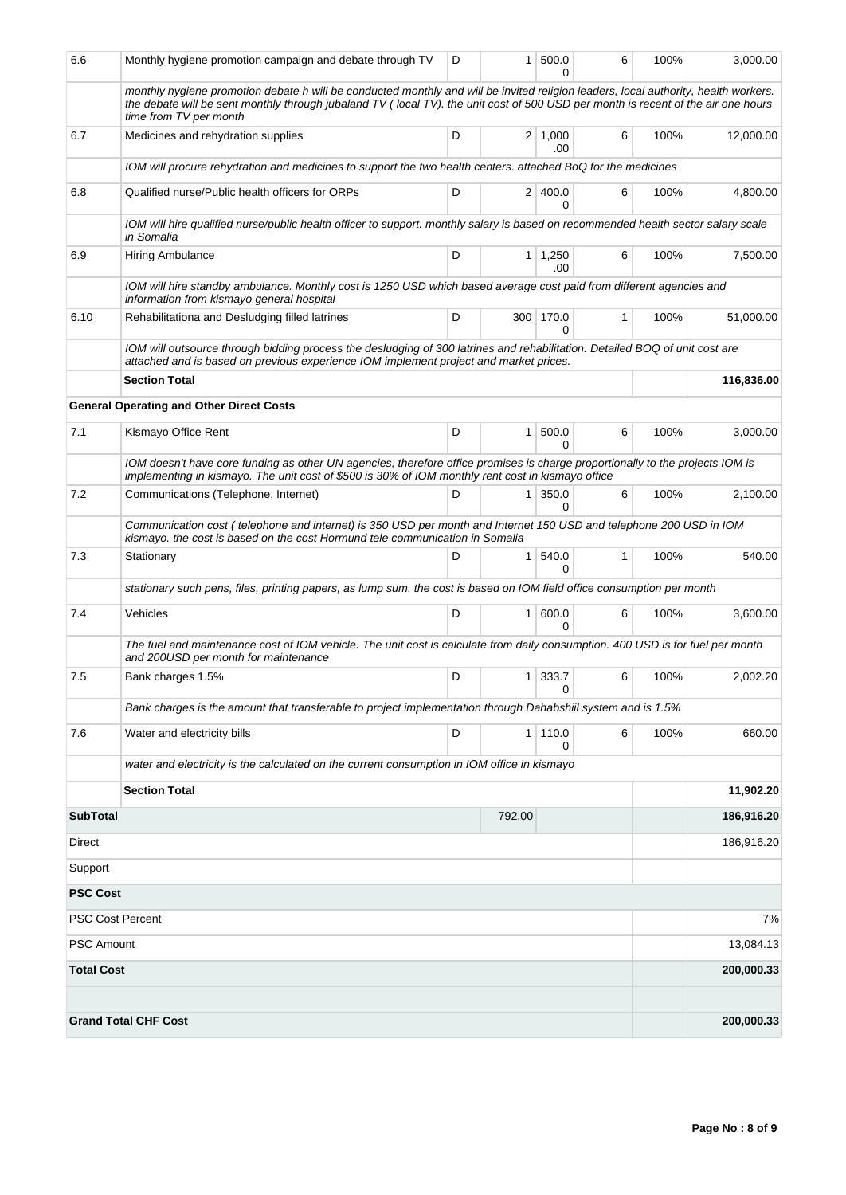| | | | | | | | |
|---|---|---|---|---|---|---|---|
| 6.6 | Monthly hygiene promotion campaign and debate through TV | D | 1 | 500.00 | 6 | 100% | 3,000.00 |
| | *monthly hygiene promotion debate h will be conducted monthly and will be invited religion leaders, local authority, health workers. the debate will be sent monthly through jubaland TV ( local TV). the unit cost of 500 USD per month is recent of the air one hours time from TV per month* | | | | | | |
| 6.7 | Medicines and rehydration supplies | D | 2 | 1,000.00 | 6 | 100% | 12,000.00 |
| | *IOM will procure rehydration and medicines to support the two health centers. attached BoQ for the medicines* | | | | | | |
| 6.8 | Qualified nurse/Public health officers for ORPs | D | 2 | 400.00 | 6 | 100% | 4,800.00 |
| | *IOM will hire qualified nurse/public health officer to support. monthly salary is based on recommended health sector salary scale in Somalia* | | | | | | |
| 6.9 | Hiring Ambulance | D | 1 | 1,250.00 | 6 | 100% | 7,500.00 |
| | *IOM will hire standby ambulance. Monthly cost is 1250 USD which based average cost paid from different agencies and information from kismayo general hospital* | | | | | | |
| 6.10 | Rehabilitationa and Desludging filled latrines | D | 300 | 170.00 | 1 | 100% | 51,000.00 |
| | *IOM will outsource through bidding process the desludging of 300 latrines and rehabilitation. Detailed BOQ of unit cost are attached and is based on previous experience IOM implement project and market prices.* | | | | | | |
| | **Section Total** | | | | | | **116,836.00** |
| | **General Operating and Other Direct Costs** | | | | | | |
| 7.1 | Kismayo Office Rent | D | 1 | 500.00 | 6 | 100% | 3,000.00 |
| | *IOM doesn't have core funding as other UN agencies, therefore office promises is charge proportionally to the projects IOM is implementing in kismayo. The unit cost of $500 is 30% of IOM monthly rent cost in kismayo office* | | | | | | |
| 7.2 | Communications (Telephone, Internet) | D | 1 | 350.00 | 6 | 100% | 2,100.00 |
| | *Communication cost ( telephone and internet) is 350 USD per month and Internet 150 USD and telephone 200 USD in IOM kismayo. the cost is based on the cost Hormund tele communication in Somalia* | | | | | | |
| 7.3 | Stationary | D | 1 | 540.00 | 1 | 100% | 540.00 |
| | *stationary such pens, files, printing papers, as lump sum. the cost is based on IOM field office consumption per month* | | | | | | |
| 7.4 | Vehicles | D | 1 | 600.00 | 6 | 100% | 3,600.00 |
| | *The fuel and maintenance cost of IOM vehicle. The unit cost is calculate from daily consumption. 400 USD is for fuel per month and 200USD per month for maintenance* | | | | | | |
| 7.5 | Bank charges 1.5% | D | 1 | 333.70 | 6 | 100% | 2,002.20 |
| | *Bank charges is the amount that transferable to project implementation through Dahabshiil system and is 1.5%* | | | | | | |
| 7.6 | Water and electricity bills | D | 1 | 110.00 | 6 | 100% | 660.00 |
| | *water and electricity is the calculated on the current consumption in IOM office in kismayo* | | | | | | |
| | **Section Total** | | | | | | **11,902.20** |
| **SubTotal** | | | 792.00 | | | | **186,916.20** |
| Direct | | | | | | | 186,916.20 |
| Support | | | | | | | |
| **PSC Cost** | | | | | | | |
| PSC Cost Percent | | | | | | | 7% |
| PSC Amount | | | | | | | 13,084.13 |
| **Total Cost** | | | | | | | **200,000.33** |
| | | | | | | | |
| **Grand Total CHF Cost** | | | | | | | **200,000.33** |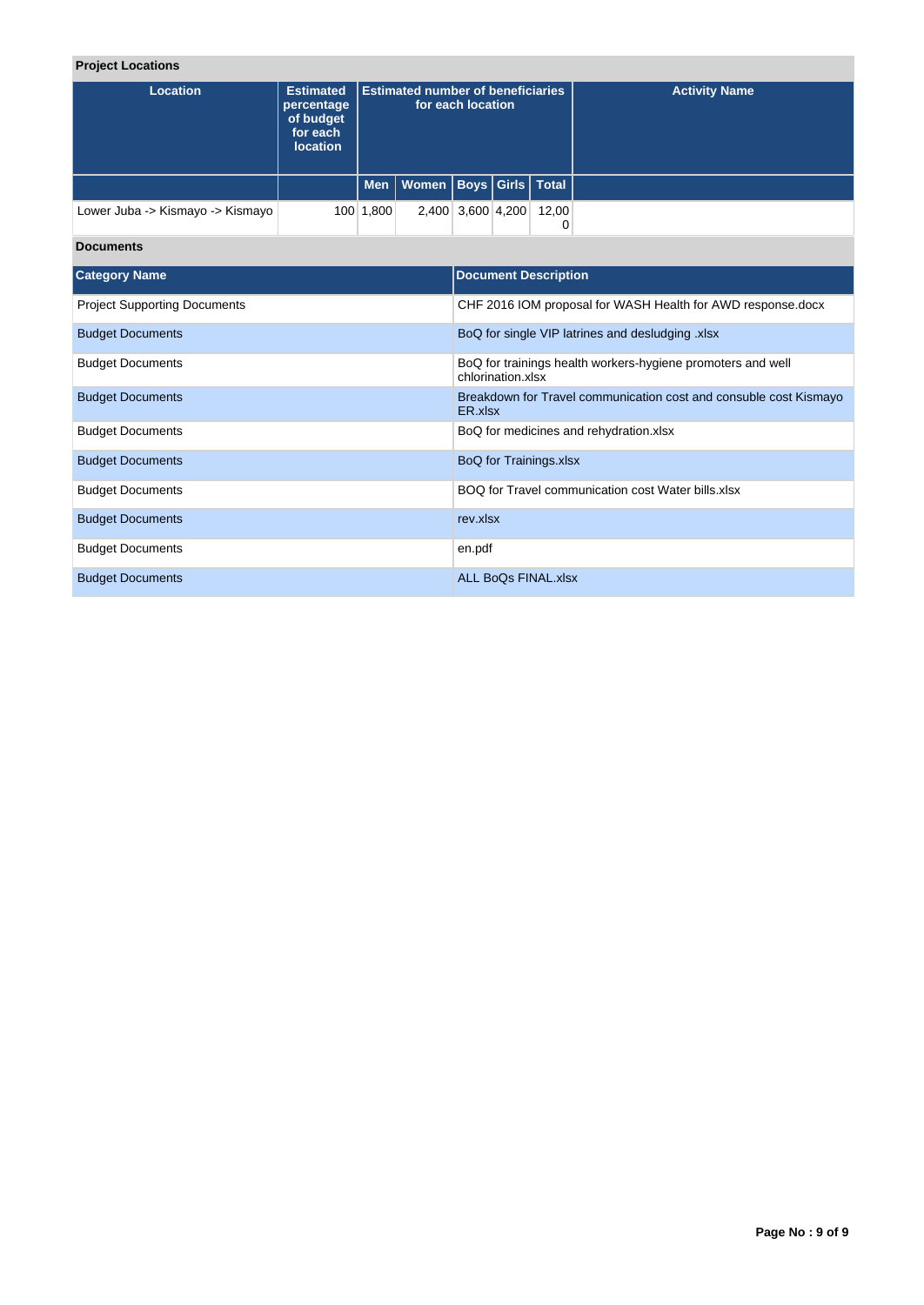## Project Locations

| Location | Estimated percentage of budget for each location | Estimated number of beneficiaries for each location | | | | | Activity Name |
|---|---|---|---|---|---|---|---|
| | | Men | Women | Boys | Girls | Total | |
| Lower Juba -> Kismayo -> Kismayo | 100 | 1,800 | 2,400 | 3,600 | 4,200 | 12,000 | |

## Documents

| Category Name | Document Description |
|---|---|
| Project Supporting Documents | CHF 2016 IOM proposal for WASH Health for AWD response.docx |
| Budget Documents | BoQ for single VIP latrines and desludging .xlsx |
| Budget Documents | BoQ for trainings health workers-hygiene promoters and well chlorination.xlsx |
| Budget Documents | Breakdown for Travel communication cost and consuble cost Kismayo ER.xlsx |
| Budget Documents | BoQ for medicines and rehydration.xlsx |
| Budget Documents | BoQ for Trainings.xlsx |
| Budget Documents | BOQ for Travel communication cost Water bills.xlsx |
| Budget Documents | rev.xlsx |
| Budget Documents | en.pdf |
| Budget Documents | ALL BoQs FINAL.xlsx |